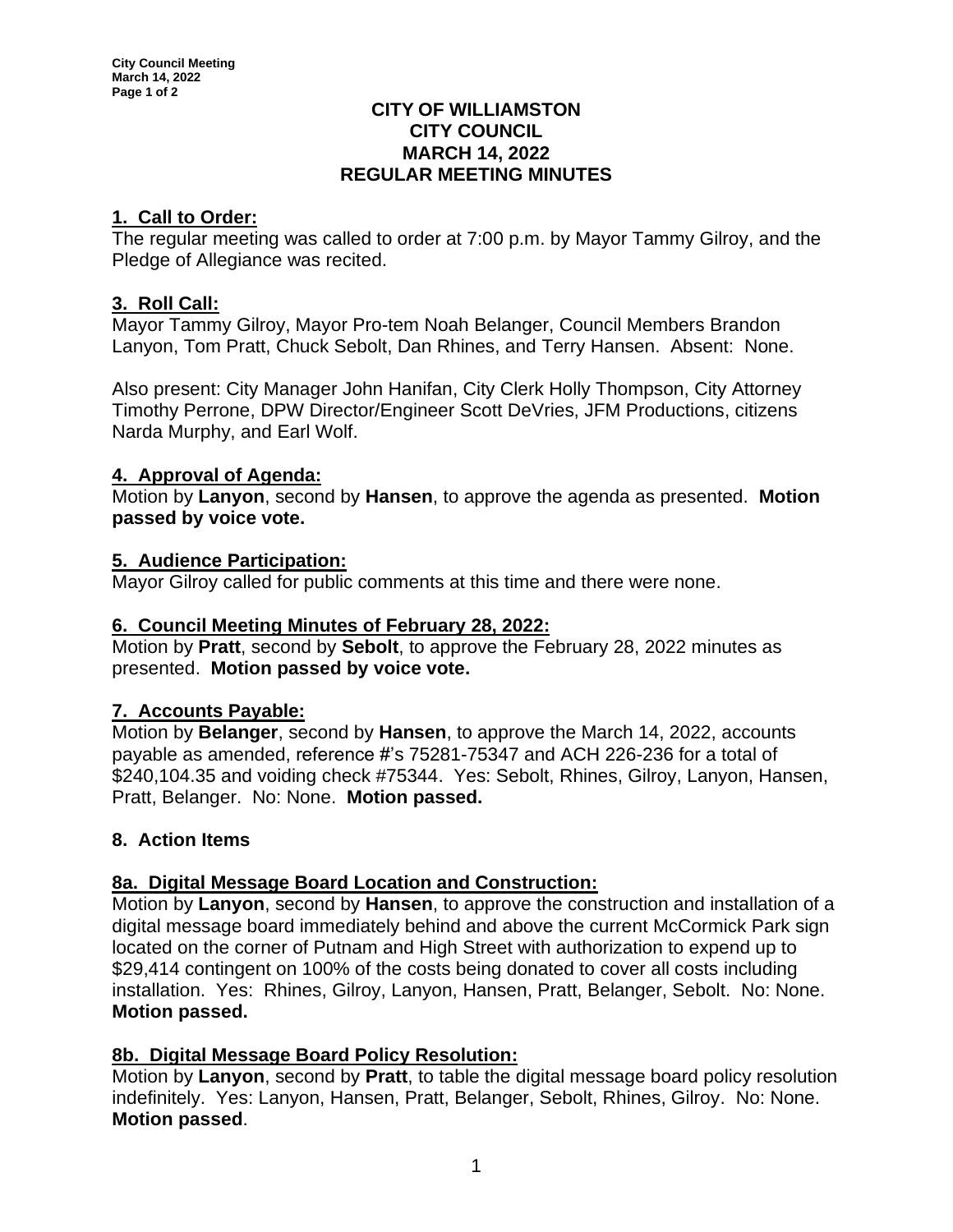# CITY OF WILLIAMSTON
# CITY COUNCIL
# MARCH 14, 2022
# REGULAR MEETING MINUTES

## 1. Call to Order:

The regular meeting was called to order at 7:00 p.m. by Mayor Tammy Gilroy, and the Pledge of Allegiance was recited.

## 3. Roll Call:

Mayor Tammy Gilroy, Mayor Pro-tem Noah Belanger, Council Members Brandon Lanyon, Tom Pratt, Chuck Sebolt, Dan Rhines, and Terry Hansen. Absent: None.

Also present: City Manager John Hanifan, City Clerk Holly Thompson, City Attorney Timothy Perrone, DPW Director/Engineer Scott DeVries, JFM Productions, citizens Narda Murphy, and Earl Wolf.

## 4. Approval of Agenda:

Motion by **Lanyon**, second by **Hansen**, to approve the agenda as presented. **Motion passed by voice vote.**

## 5. Audience Participation:

Mayor Gilroy called for public comments at this time and there were none.

## 6. Council Meeting Minutes of February 28, 2022:

Motion by **Pratt**, second by **Sebolt**, to approve the February 28, 2022 minutes as presented. **Motion passed by voice vote.**

## 7. Accounts Payable:

Motion by **Belanger**, second by **Hansen**, to approve the March 14, 2022, accounts payable as amended, reference #'s 75281-75347 and ACH 226-236 for a total of $240,104.35 and voiding check #75344. Yes: Sebolt, Rhines, Gilroy, Lanyon, Hansen, Pratt, Belanger. No: None. **Motion passed.**

## 8. Action Items

### 8a. Digital Message Board Location and Construction:

Motion by **Lanyon**, second by **Hansen**, to approve the construction and installation of a digital message board immediately behind and above the current McCormick Park sign located on the corner of Putnam and High Street with authorization to expend up to $29,414 contingent on 100% of the costs being donated to cover all costs including installation. Yes: Rhines, Gilroy, Lanyon, Hansen, Pratt, Belanger, Sebolt. No: None. **Motion passed.**

### 8b. Digital Message Board Policy Resolution:

Motion by **Lanyon**, second by **Pratt**, to table the digital message board policy resolution indefinitely. Yes: Lanyon, Hansen, Pratt, Belanger, Sebolt, Rhines, Gilroy. No: None. **Motion passed**.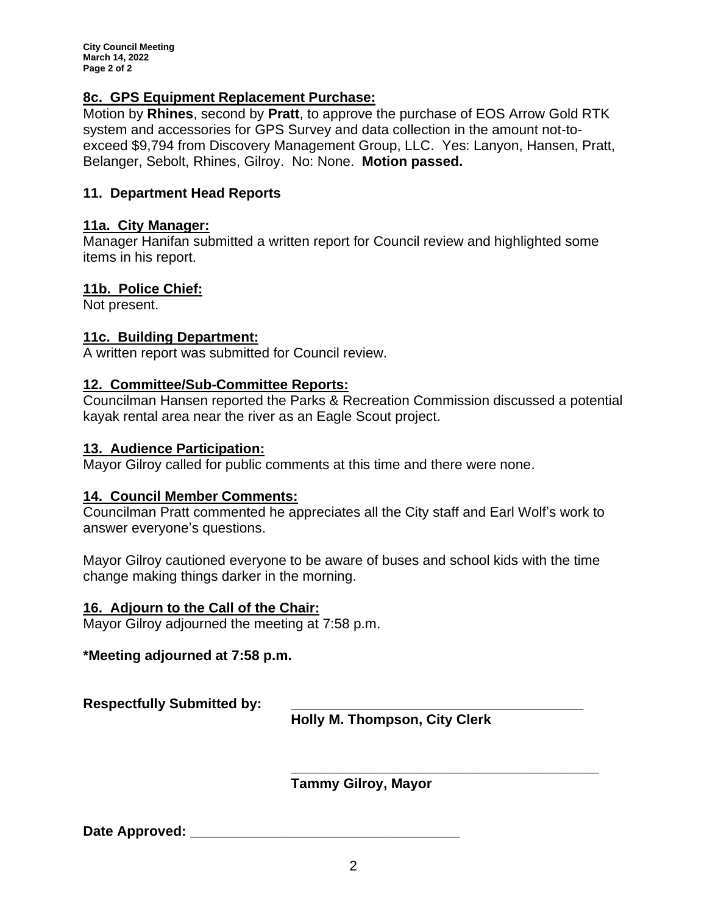## 8c. GPS Equipment Replacement Purchase:

Motion by **Rhines**, second by **Pratt**, to approve the purchase of EOS Arrow Gold RTK system and accessories for GPS Survey and data collection in the amount not-to-exceed $9,794 from Discovery Management Group, LLC. Yes: Lanyon, Hansen, Pratt, Belanger, Sebolt, Rhines, Gilroy. No: None. **Motion passed.**

## 11. Department Head Reports

### 11a. City Manager:

Manager Hanifan submitted a written report for Council review and highlighted some items in his report.

### 11b. Police Chief:

Not present.

### 11c. Building Department:

A written report was submitted for Council review.

## 12. Committee/Sub-Committee Reports:

Councilman Hansen reported the Parks & Recreation Commission discussed a potential kayak rental area near the river as an Eagle Scout project.

## 13. Audience Participation:

Mayor Gilroy called for public comments at this time and there were none.

## 14. Council Member Comments:

Councilman Pratt commented he appreciates all the City staff and Earl Wolf's work to answer everyone's questions.

Mayor Gilroy cautioned everyone to be aware of buses and school kids with the time change making things darker in the morning.

## 16. Adjourn to the Call of the Chair:

Mayor Gilroy adjourned the meeting at 7:58 p.m.

**\*Meeting adjourned at 7:58 p.m.**

**Respectfully Submitted by:** \_\_\_\_\_\_\_\_\_\_\_\_\_\_\_\_\_\_\_\_\_\_\_\_\_\_\_\_\_\_\_\_\_\_\_\_\_\_

**Holly M. Thompson, City Clerk**

\_\_\_\_\_\_\_\_\_\_\_\_\_\_\_\_\_\_\_\_\_\_\_\_\_\_\_\_\_\_\_\_\_\_\_\_\_\_

**Tammy Gilroy, Mayor**

**Date Approved:** \_\_\_\_\_\_\_\_\_\_\_\_\_\_\_\_\_\_\_\_\_\_\_\_\_\_\_\_\_\_\_\_\_\_\_